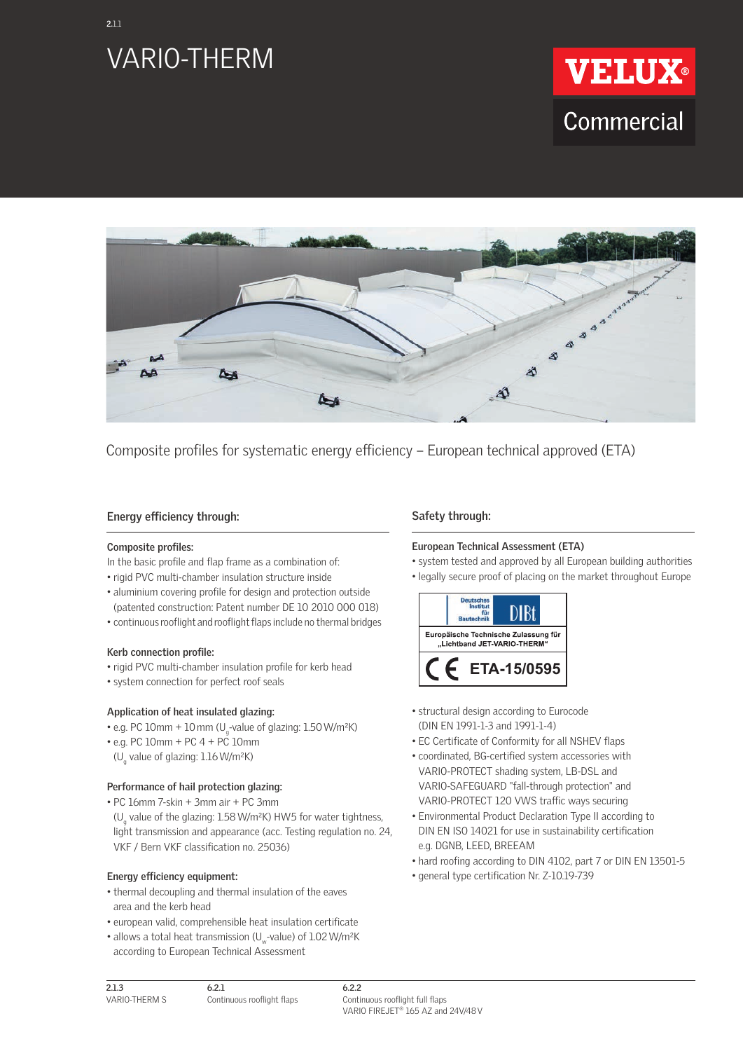2.1.1

# VARIO-THERM

VELUX Commercial

Composite profiles for systematic energy efficiency – European technical approved (ETA)

## Energy efficiency through:

### Composite profiles:

In the basic profile and flap frame as a combination of:

- rigid PVC multi-chamber insulation structure inside
- aluminium covering profile for design and protection outside (patented construction: Patent number DE 10 2010 000 018)
- continuous rooflight and rooflight flaps include no thermal bridges

### Kerb connection profile:

- rigid PVC multi-chamber insulation profile for kerb head
- system connection for perfect roof seals

### Application of heat insulated glazing:

- e.g. PC 10mm + 10 mm ($U_g$-value of glazing: 1.50 W/m²K)
- e.g. PC 10mm + PC 4 + PC 10mm ($U_g$ value of glazing: 1.16 W/m²K)

### Performance of hail protection glazing:

- PC 16mm 7-skin + 3mm air + PC 3mm ($U_g$ value of the glazing: 1.58 W/m²K) HW5 for water tightness, light transmission and appearance (acc. Testing regulation no. 24, VKF / Bern VKF classification no. 25036)

### Energy efficiency equipment:

- thermal decoupling and thermal insulation of the eaves area and the kerb head
- european valid, comprehensible heat insulation certificate
- allows a total heat transmission ($U_w$-value) of 1.02 W/m²K according to European Technical Assessment

## Safety through:

### European Technical Assessment (ETA)

- system tested and approved by all European building authorities
- legally secure proof of placing on the market throughout Europe

Deutsches Institut für Bautechnik DIBt

Europäische Technische Zulassung für „Lichtband JET-VARIO-THERM"

CE ETA-15/0595

- structural design according to Eurocode (DIN EN 1991-1-3 and 1991-1-4)
- EC Certificate of Conformity for all NSHEV flaps
- coordinated, BG-certified system accessories with VARIO-PROTECT shading system, LB-DSL and VARIO-SAFEGUARD "fall-through protection" and VARIO-PROTECT 120 VWS traffic ways securing
- Environmental Product Declaration Type II according to DIN EN ISO 14021 for use in sustainability certification e.g. DGNB, LEED, BREEAM
- hard roofing according to DIN 4102, part 7 or DIN EN 13501-5
- general type certification Nr. Z-10.19-739

| 2.1.3 | 6.2.1 | 6.2.2 |
| --- | --- | --- |
| VARIO-THERM S | Continuous rooflight flaps | Continuous rooflight full flaps VARIO FIREJET® 165 AZ and 24V/48 V |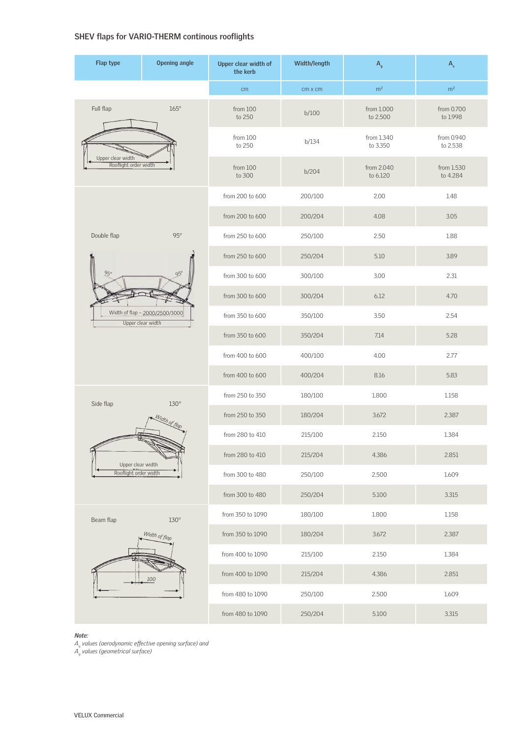## SHEV flaps for VARIO-THERM continous rooflights

| Flap type | Opening angle | Upper clear width of the kerb | Width/length | $A_g$ | $A_a$ |
|---|---|---|---|---|---|
| | | cm | cm x cm | m² | m² |
| Full flap | 165° | from 100 to 250 | b/100 | from 1.000 to 2.500 | from 0.700 to 1.998 |
| | | from 100 to 250 | b/134 | from 1.340 to 3.350 | from 0.940 to 2.538 |
| | | from 100 to 300 | b/204 | from 2.040 to 6.120 | from 1.530 to 4.284 |
| Double flap | 95° | from 200 to 600 | 200/100 | 2.00 | 1.48 |
| | | from 200 to 600 | 200/204 | 4.08 | 3.05 |
| | | from 250 to 600 | 250/100 | 2.50 | 1.88 |
| | | from 250 to 600 | 250/204 | 5.10 | 3.89 |
| | | from 300 to 600 | 300/100 | 3.00 | 2.31 |
| | | from 300 to 600 | 300/204 | 6.12 | 4.70 |
| | | from 350 to 600 | 350/100 | 3.50 | 2.54 |
| | | from 350 to 600 | 350/204 | 7.14 | 5.28 |
| | | from 400 to 600 | 400/100 | 4.00 | 2.77 |
| | | from 400 to 600 | 400/204 | 8.16 | 5.83 |
| Side flap | 130° | from 250 to 350 | 180/100 | 1.800 | 1.158 |
| | | from 250 to 350 | 180/204 | 3.672 | 2.387 |
| | | from 280 to 410 | 215/100 | 2.150 | 1.384 |
| | | from 280 to 410 | 215/204 | 4.386 | 2.851 |
| | | from 300 to 480 | 250/100 | 2.500 | 1.609 |
| | | from 300 to 480 | 250/204 | 5.100 | 3.315 |
| Beam flap | 130° | from 350 to 1090 | 180/100 | 1.800 | 1.158 |
| | | from 350 to 1090 | 180/204 | 3.672 | 2.387 |
| | | from 400 to 1090 | 215/100 | 2.150 | 1.384 |
| | | from 400 to 1090 | 215/204 | 4.386 | 2.851 |
| | | from 480 to 1090 | 250/100 | 2.500 | 1.609 |
| | | from 480 to 1090 | 250/204 | 5.100 | 3.315 |

Full flap diagram labels: Upper clear width; Rooflight order width

Double flap diagram labels: 95°; 95°; Width of flap – 2000/2500/3000; Upper clear width

Side flap diagram labels: Width of flap; Upper clear width; Rooflight order width

Beam flap diagram labels: Width of flap; 100

***Note:***
*$A_a$ values (aerodynamic effective opening surface) and*
*$A_g$ values (geometrical surface)*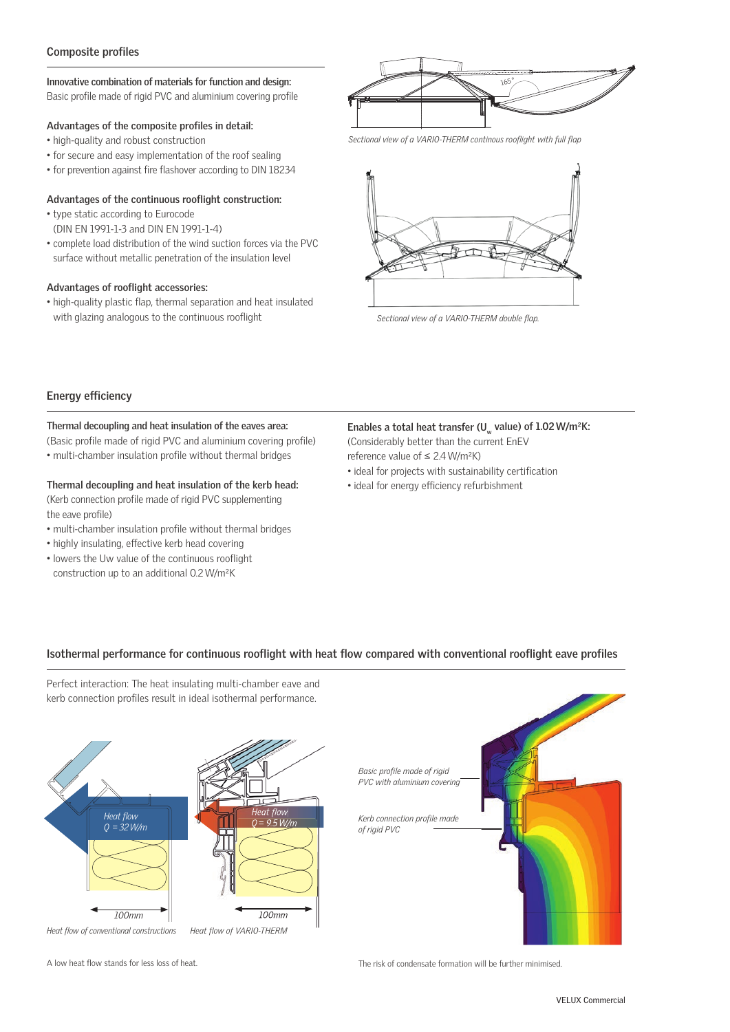## Composite profiles

**Innovative combination of materials for function and design:**
Basic profile made of rigid PVC and aluminium covering profile

**Advantages of the composite profiles in detail:**
- high-quality and robust construction
- for secure and easy implementation of the roof sealing
- for prevention against fire flashover according to DIN 18234

**Advantages of the continuous rooflight construction:**
- type static according to Eurocode (DIN EN 1991-1-3 and DIN EN 1991-1-4)
- complete load distribution of the wind suction forces via the PVC surface without metallic penetration of the insulation level

**Advantages of rooflight accessories:**
- high-quality plastic flap, thermal separation and heat insulated with glazing analogous to the continuous rooflight

*Sectional view of a VARIO-THERM continous rooflight with full flap*

*Sectional view of a VARIO-THERM double flap.*

## Energy efficiency

**Thermal decoupling and heat insulation of the eaves area:**
(Basic profile made of rigid PVC and aluminium covering profile)
- multi-chamber insulation profile without thermal bridges

**Thermal decoupling and heat insulation of the kerb head:**
(Kerb connection profile made of rigid PVC supplementing the eave profile)
- multi-chamber insulation profile without thermal bridges
- highly insulating, effective kerb head covering
- lowers the Uw value of the continuous rooflight construction up to an additional 0.2 W/m²K

**Enables a total heat transfer ($U_w$ value) of 1.02 W/m²K:**
(Considerably better than the current EnEV reference value of ≤ 2.4 W/m²K)
- ideal for projects with sustainability certification
- ideal for energy efficiency refurbishment

## Isothermal performance for continuous rooflight with heat flow compared with conventional rooflight eave profiles

Perfect interaction: The heat insulating multi-chamber eave and kerb connection profiles result in ideal isothermal performance.

*Heat flow of conventional constructions*

*Heat flow of VARIO-THERM*

A low heat flow stands for less loss of heat.

The risk of condensate formation will be further minimised.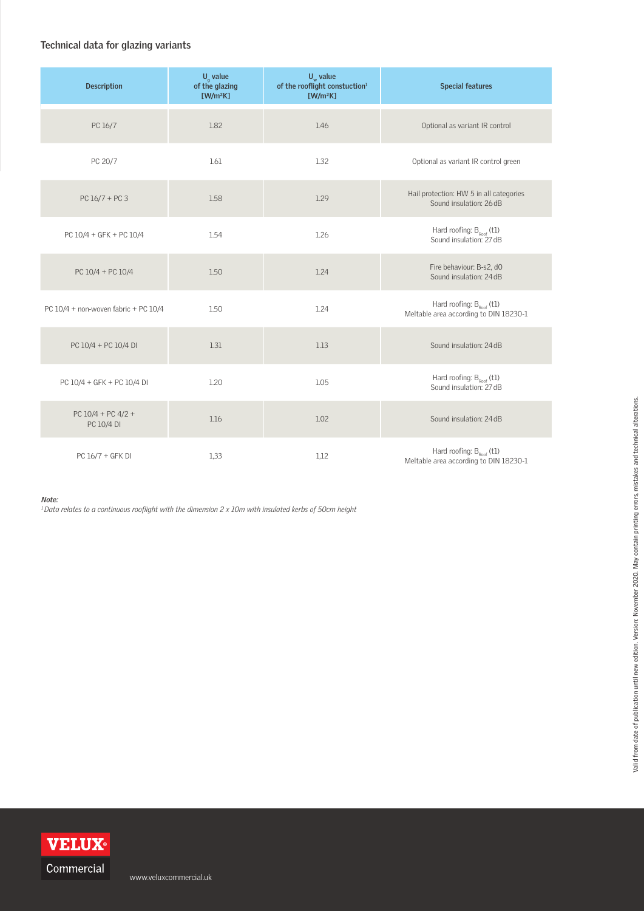## Technical data for glazing variants

| Description | $U_g$ value of the glazing [W/m²K] | $U_w$ value of the rooflight constuction[1] [W/m²K] | Special features |
|---|---|---|---|
| PC 16/7 | 1.82 | 1.46 | Optional as variant IR control |
| PC 20/7 | 1.61 | 1.32 | Optional as variant IR control green |
| PC 16/7 + PC 3 | 1.58 | 1.29 | Hail protection: HW 5 in all categories<br>Sound insulation: 26 dB |
| PC 10/4 + GFK + PC 10/4 | 1.54 | 1.26 | Hard roofing: $B_{Roof}$ (t1)<br>Sound insulation: 27 dB |
| PC 10/4 + PC 10/4 | 1.50 | 1.24 | Fire behaviour: B-s2, d0<br>Sound insulation: 24 dB |
| PC 10/4 + non-woven fabric + PC 10/4 | 1.50 | 1.24 | Hard roofing: $B_{Roof}$ (t1)<br>Meltable area according to DIN 18230-1 |
| PC 10/4 + PC 10/4 DI | 1.31 | 1.13 | Sound insulation: 24 dB |
| PC 10/4 + GFK + PC 10/4 DI | 1.20 | 1.05 | Hard roofing: $B_{Roof}$ (t1)<br>Sound insulation: 27 dB |
| PC 10/4 + PC 4/2 + PC 10/4 DI | 1.16 | 1.02 | Sound insulation: 24 dB |
| PC 16/7 + GFK DI | 1,33 | 1,12 | Hard roofing: $B_{Roof}$ (t1)<br>Meltable area according to DIN 18230-1 |

***Note:***
*[1] Data relates to a continuous rooflight with the dimension 2 x 10m with insulated kerbs of 50cm height*

Valid from date of publication until new edition. Version: November 2020. May contain printing errors, mistakes and technical alterations.

VELUX Commercial

www.veluxcommercial.uk